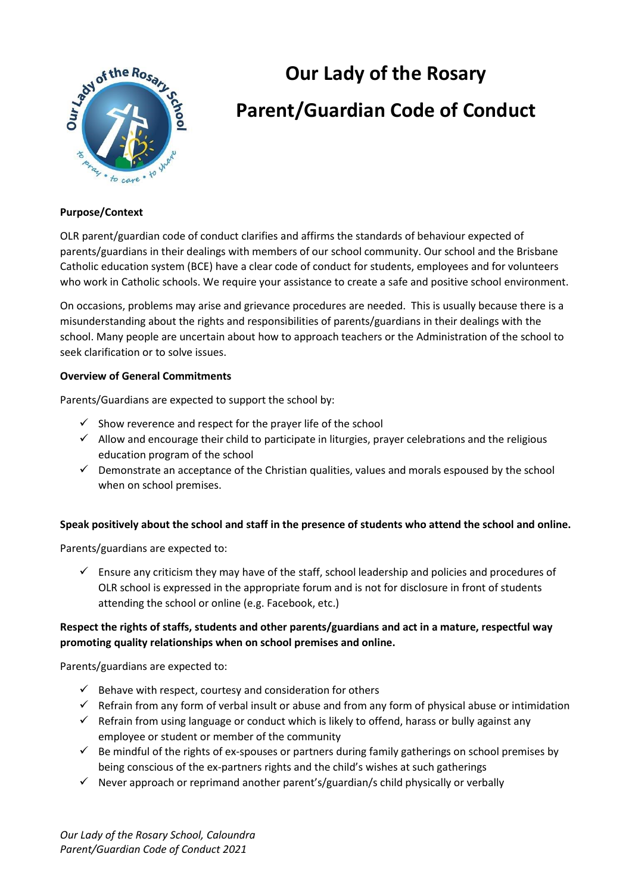# Our Lady of the Rosary

# Parent/Guardian Code of Conduct

**Purpose/Context**

OLR parent/guardian code of conduct clarifies and affirms the standards of behaviour expected of parents/guardians in their dealings with members of our school community. Our school and the Brisbane Catholic education system (BCE) have a clear code of conduct for students, employees and for volunteers who work in Catholic schools. We require your assistance to create a safe and positive school environment.

On occasions, problems may arise and grievance procedures are needed. This is usually because there is a misunderstanding about the rights and responsibilities of parents/guardians in their dealings with the school. Many people are uncertain about how to approach teachers or the Administration of the school to seek clarification or to solve issues.

**Overview of General Commitments**

Parents/Guardians are expected to support the school by:

- ✓ Show reverence and respect for the prayer life of the school
- ✓ Allow and encourage their child to participate in liturgies, prayer celebrations and the religious education program of the school
- ✓ Demonstrate an acceptance of the Christian qualities, values and morals espoused by the school when on school premises.

**Speak positively about the school and staff in the presence of students who attend the school and online.**

Parents/guardians are expected to:

- ✓ Ensure any criticism they may have of the staff, school leadership and policies and procedures of OLR school is expressed in the appropriate forum and is not for disclosure in front of students attending the school or online (e.g. Facebook, etc.)

**Respect the rights of staffs, students and other parents/guardians and act in a mature, respectful way promoting quality relationships when on school premises and online.**

Parents/guardians are expected to:

- ✓ Behave with respect, courtesy and consideration for others
- ✓ Refrain from any form of verbal insult or abuse and from any form of physical abuse or intimidation
- ✓ Refrain from using language or conduct which is likely to offend, harass or bully against any employee or student or member of the community
- ✓ Be mindful of the rights of ex-spouses or partners during family gatherings on school premises by being conscious of the ex-partners rights and the child's wishes at such gatherings
- ✓ Never approach or reprimand another parent's/guardian/s child physically or verbally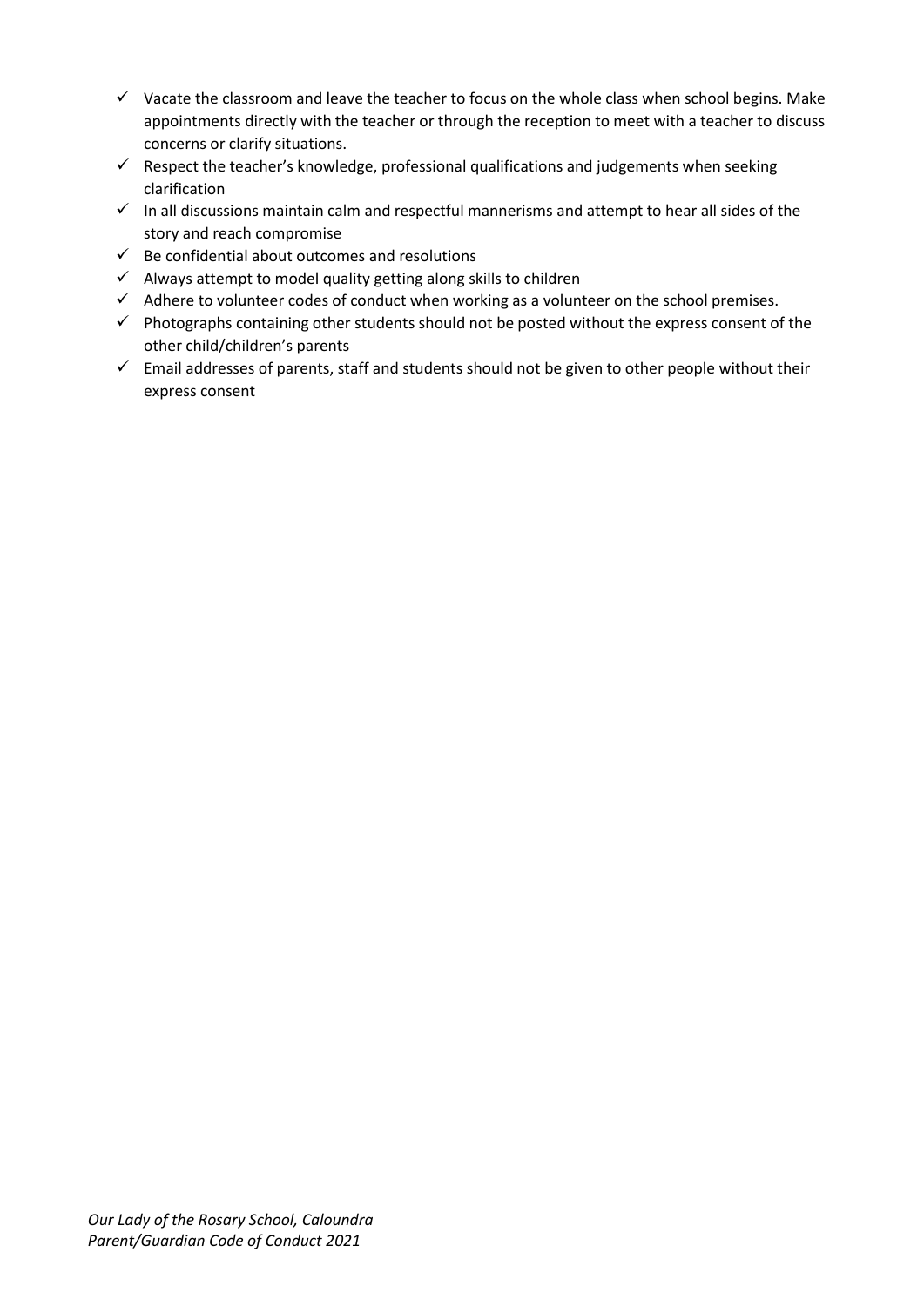- ✓ Vacate the classroom and leave the teacher to focus on the whole class when school begins. Make appointments directly with the teacher or through the reception to meet with a teacher to discuss concerns or clarify situations.
- ✓ Respect the teacher's knowledge, professional qualifications and judgements when seeking clarification
- ✓ In all discussions maintain calm and respectful mannerisms and attempt to hear all sides of the story and reach compromise
- ✓ Be confidential about outcomes and resolutions
- ✓ Always attempt to model quality getting along skills to children
- ✓ Adhere to volunteer codes of conduct when working as a volunteer on the school premises.
- ✓ Photographs containing other students should not be posted without the express consent of the other child/children's parents
- ✓ Email addresses of parents, staff and students should not be given to other people without their express consent